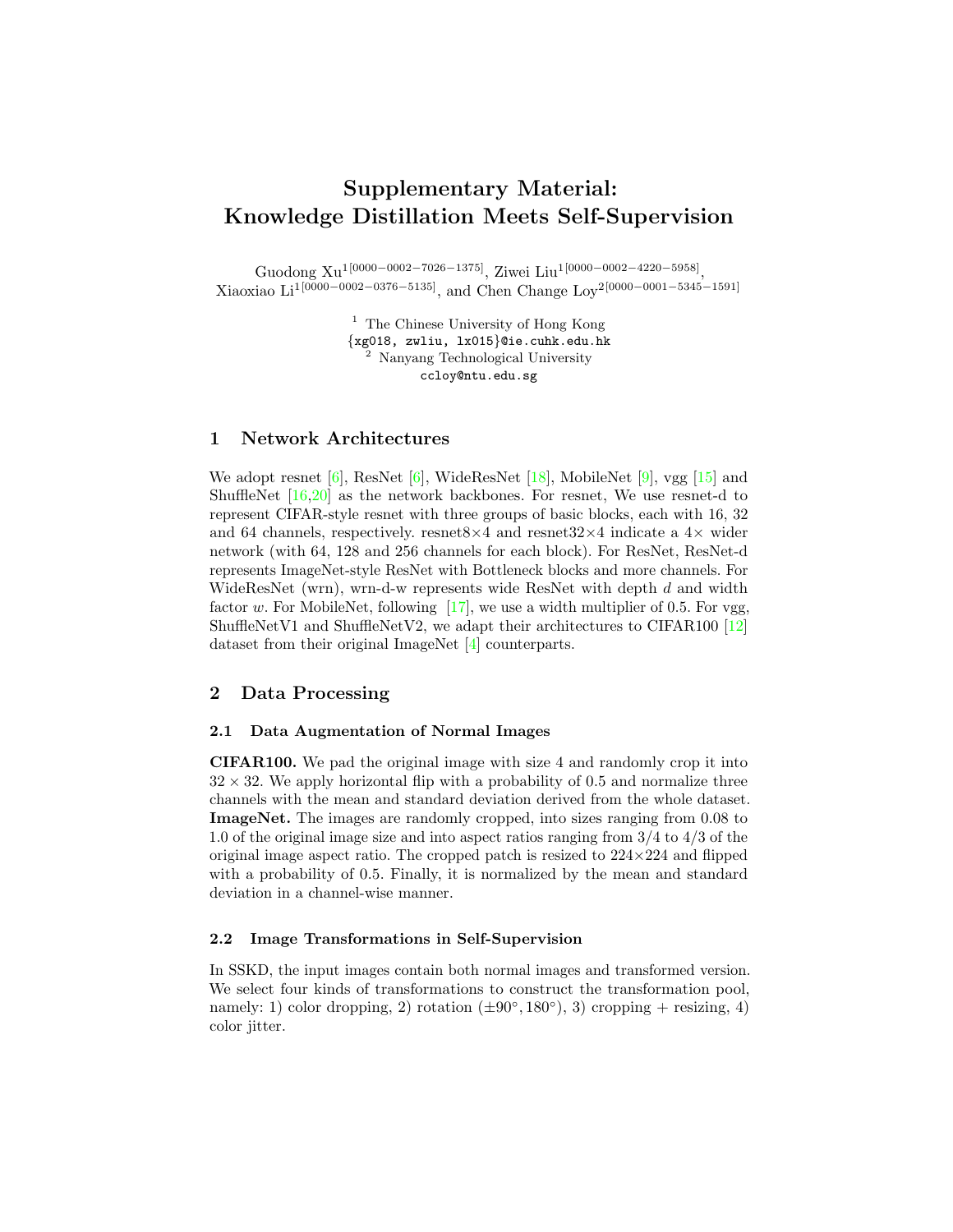# Supplementary Material: Knowledge Distillation Meets Self-Supervision

Guodong Xu[1[0000−0002−7026−1375]], Ziwei Liu[1[0000−0002−4220−5958]], Xiaoxiao Li[1[0000−0002−0376−5135]], and Chen Change Loy[2[0000−0001−5345−1591]]

[1] The Chinese University of Hong Kong
{xg018, zwliu, lx015}@ie.cuhk.edu.hk
[2] Nanyang Technological University
ccloy@ntu.edu.sg

## 1 Network Architectures

We adopt resnet [6], ResNet [6], WideResNet [18], MobileNet [9], vgg [15] and ShuffleNet [16,20] as the network backbones. For resnet, We use resnet-d to represent CIFAR-style resnet with three groups of basic blocks, each with 16, 32 and 64 channels, respectively. resnet8×4 and resnet32×4 indicate a 4× wider network (with 64, 128 and 256 channels for each block). For ResNet, ResNet-d represents ImageNet-style ResNet with Bottleneck blocks and more channels. For WideResNet (wrn), wrn-d-w represents wide ResNet with depth $d$ and width factor $w$. For MobileNet, following [17], we use a width multiplier of 0.5. For vgg, ShuffleNetV1 and ShuffleNetV2, we adapt their architectures to CIFAR100 [12] dataset from their original ImageNet [4] counterparts.

## 2 Data Processing

### 2.1 Data Augmentation of Normal Images

**CIFAR100.** We pad the original image with size 4 and randomly crop it into $32 \times 32$. We apply horizontal flip with a probability of 0.5 and normalize three channels with the mean and standard deviation derived from the whole dataset.
**ImageNet.** The images are randomly cropped, into sizes ranging from 0.08 to 1.0 of the original image size and into aspect ratios ranging from 3/4 to 4/3 of the original image aspect ratio. The cropped patch is resized to 224×224 and flipped with a probability of 0.5. Finally, it is normalized by the mean and standard deviation in a channel-wise manner.

### 2.2 Image Transformations in Self-Supervision

In SSKD, the input images contain both normal images and transformed version. We select four kinds of transformations to construct the transformation pool, namely: 1) color dropping, 2) rotation ($\pm 90^\circ, 180^\circ$), 3) cropping + resizing, 4) color jitter.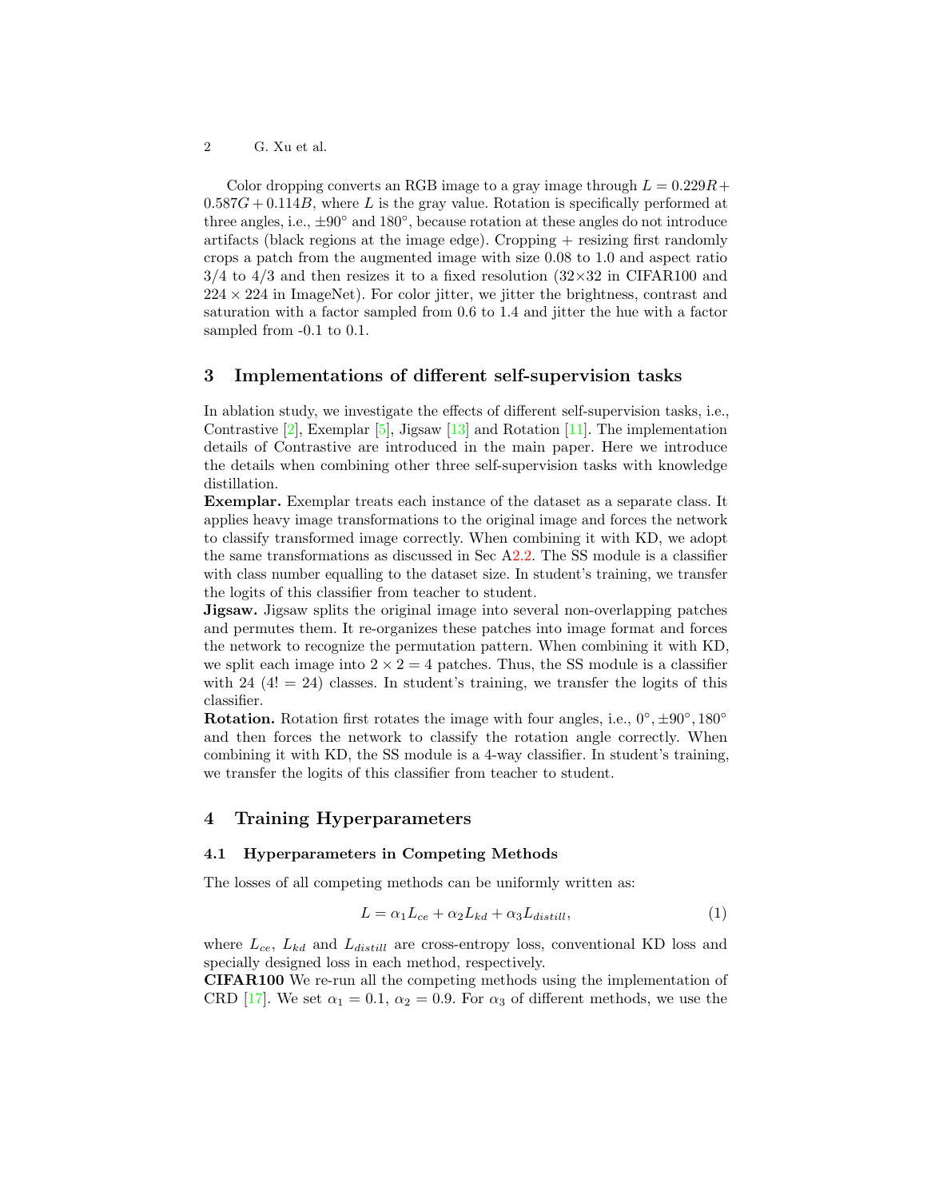Color dropping converts an RGB image to a gray image through $L = 0.229R + 0.587G + 0.114B$, where $L$ is the gray value. Rotation is specifically performed at three angles, i.e., $\pm 90^\circ$ and $180^\circ$, because rotation at these angles do not introduce artifacts (black regions at the image edge). Cropping + resizing first randomly crops a patch from the augmented image with size 0.08 to 1.0 and aspect ratio 3/4 to 4/3 and then resizes it to a fixed resolution ($32\times32$ in CIFAR100 and $224 \times 224$ in ImageNet). For color jitter, we jitter the brightness, contrast and saturation with a factor sampled from 0.6 to 1.4 and jitter the hue with a factor sampled from -0.1 to 0.1.

## 3 Implementations of different self-supervision tasks

In ablation study, we investigate the effects of different self-supervision tasks, i.e., Contrastive [2], Exemplar [5], Jigsaw [13] and Rotation [11]. The implementation details of Contrastive are introduced in the main paper. Here we introduce the details when combining other three self-supervision tasks with knowledge distillation.

**Exemplar.** Exemplar treats each instance of the dataset as a separate class. It applies heavy image transformations to the original image and forces the network to classify transformed image correctly. When combining it with KD, we adopt the same transformations as discussed in Sec A2.2. The SS module is a classifier with class number equalling to the dataset size. In student's training, we transfer the logits of this classifier from teacher to student.

**Jigsaw.** Jigsaw splits the original image into several non-overlapping patches and permutes them. It re-organizes these patches into image format and forces the network to recognize the permutation pattern. When combining it with KD, we split each image into $2 \times 2 = 4$ patches. Thus, the SS module is a classifier with 24 ($4! = 24$) classes. In student's training, we transfer the logits of this classifier.

**Rotation.** Rotation first rotates the image with four angles, i.e., $0^\circ, \pm 90^\circ, 180^\circ$ and then forces the network to classify the rotation angle correctly. When combining it with KD, the SS module is a 4-way classifier. In student's training, we transfer the logits of this classifier from teacher to student.

## 4 Training Hyperparameters

### 4.1 Hyperparameters in Competing Methods

The losses of all competing methods can be uniformly written as:

$$L = \alpha_1 L_{ce} + \alpha_2 L_{kd} + \alpha_3 L_{distill}, \tag{1}$$

where $L_{ce}$, $L_{kd}$ and $L_{distill}$ are cross-entropy loss, conventional KD loss and specially designed loss in each method, respectively.

**CIFAR100** We re-run all the competing methods using the implementation of CRD [17]. We set $\alpha_1 = 0.1$, $\alpha_2 = 0.9$. For $\alpha_3$ of different methods, we use the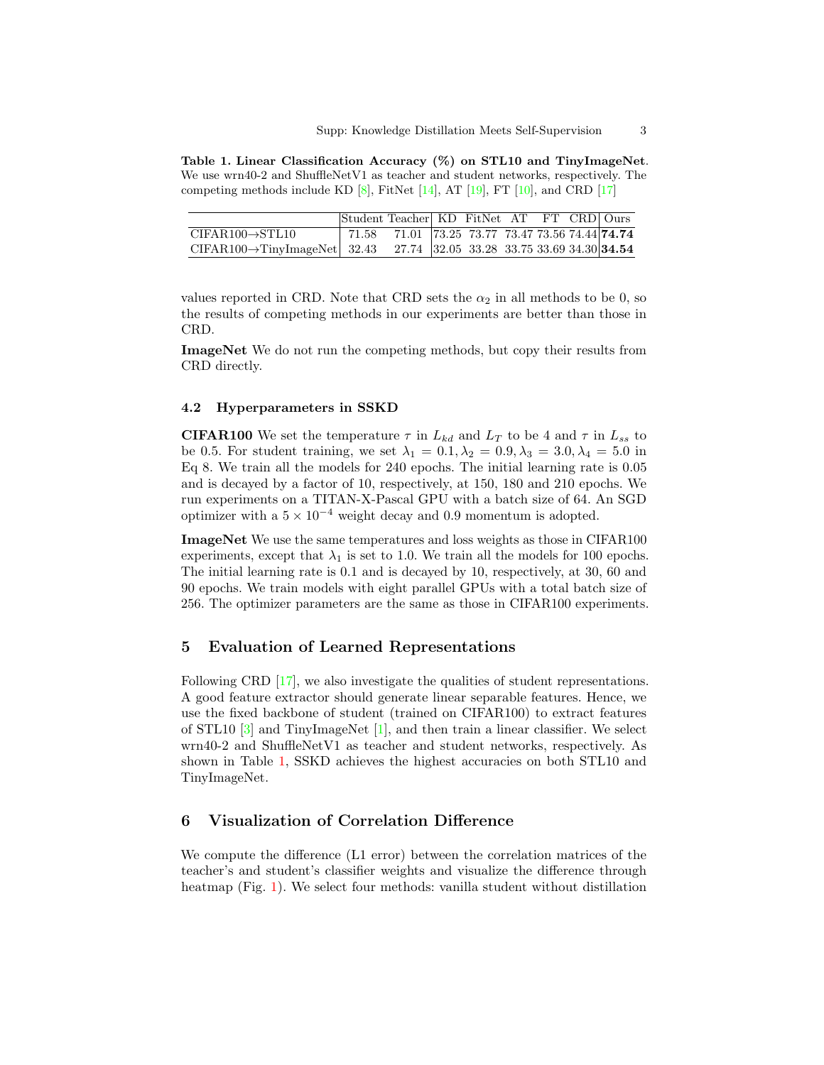**Table 1. Linear Classification Accuracy (%) on STL10 and TinyImageNet**. We use wrn40-2 and ShuffleNetV1 as teacher and student networks, respectively. The competing methods include KD [8], FitNet [14], AT [19], FT [10], and CRD [17]

| | Student | Teacher | KD | FitNet | AT | FT | CRD | Ours |
|---|---|---|---|---|---|---|---|---|
| CIFAR100→STL10 | 71.58 | 71.01 | 73.25 | 73.77 | 73.47 | 73.56 | 74.44 | **74.74** |
| CIFAR100→TinyImageNet | 32.43 | 27.74 | 32.05 | 33.28 | 33.75 | 33.69 | 34.30 | **34.54** |

values reported in CRD. Note that CRD sets the $\alpha_2$ in all methods to be 0, so the results of competing methods in our experiments are better than those in CRD.

**ImageNet** We do not run the competing methods, but copy their results from CRD directly.

### 4.2 Hyperparameters in SSKD

**CIFAR100** We set the temperature $\tau$ in $L_{kd}$ and $L_T$ to be 4 and $\tau$ in $L_{ss}$ to be 0.5. For student training, we set $\lambda_1 = 0.1, \lambda_2 = 0.9, \lambda_3 = 3.0, \lambda_4 = 5.0$ in Eq 8. We train all the models for 240 epochs. The initial learning rate is 0.05 and is decayed by a factor of 10, respectively, at 150, 180 and 210 epochs. We run experiments on a TITAN-X-Pascal GPU with a batch size of 64. An SGD optimizer with a $5 \times 10^{-4}$ weight decay and 0.9 momentum is adopted.

**ImageNet** We use the same temperatures and loss weights as those in CIFAR100 experiments, except that $\lambda_1$ is set to 1.0. We train all the models for 100 epochs. The initial learning rate is 0.1 and is decayed by 10, respectively, at 30, 60 and 90 epochs. We train models with eight parallel GPUs with a total batch size of 256. The optimizer parameters are the same as those in CIFAR100 experiments.

## 5 Evaluation of Learned Representations

Following CRD [17], we also investigate the qualities of student representations. A good feature extractor should generate linear separable features. Hence, we use the fixed backbone of student (trained on CIFAR100) to extract features of STL10 [3] and TinyImageNet [1], and then train a linear classifier. We select wrn40-2 and ShuffleNetV1 as teacher and student networks, respectively. As shown in Table 1, SSKD achieves the highest accuracies on both STL10 and TinyImageNet.

## 6 Visualization of Correlation Difference

We compute the difference (L1 error) between the correlation matrices of the teacher's and student's classifier weights and visualize the difference through heatmap (Fig. 1). We select four methods: vanilla student without distillation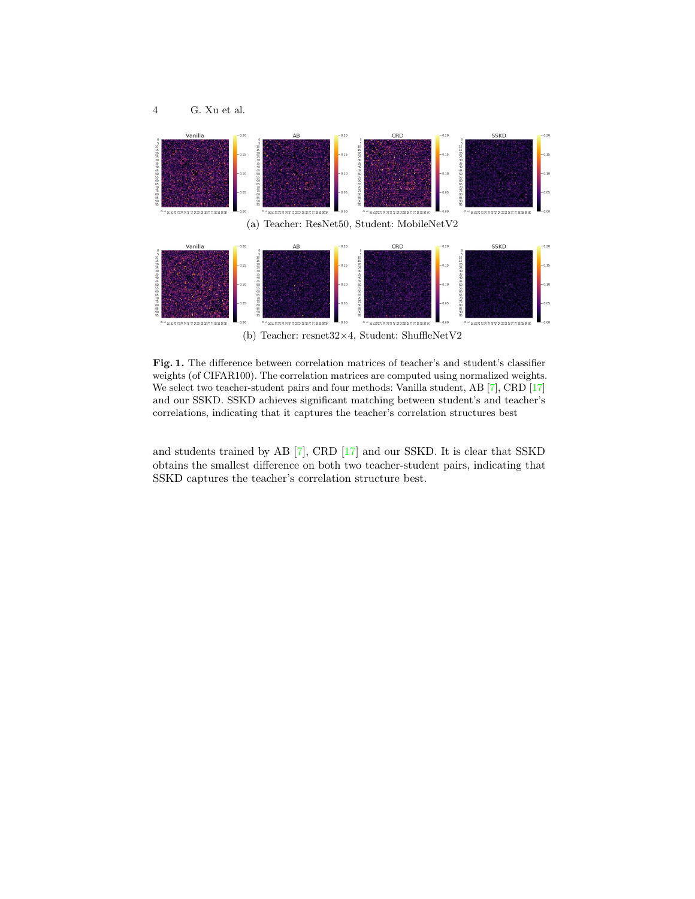(a) Teacher: ResNet50, Student: MobileNetV2

(b) Teacher: resnet32×4, Student: ShuffleNetV2

**Fig. 1.** The difference between correlation matrices of teacher's and student's classifier weights (of CIFAR100). The correlation matrices are computed using normalized weights. We select two teacher-student pairs and four methods: Vanilla student, AB [7], CRD [17] and our SSKD. SSKD achieves significant matching between student's and teacher's correlations, indicating that it captures the teacher's correlation structures best

and students trained by AB [7], CRD [17] and our SSKD. It is clear that SSKD obtains the smallest difference on both two teacher-student pairs, indicating that SSKD captures the teacher's correlation structure best.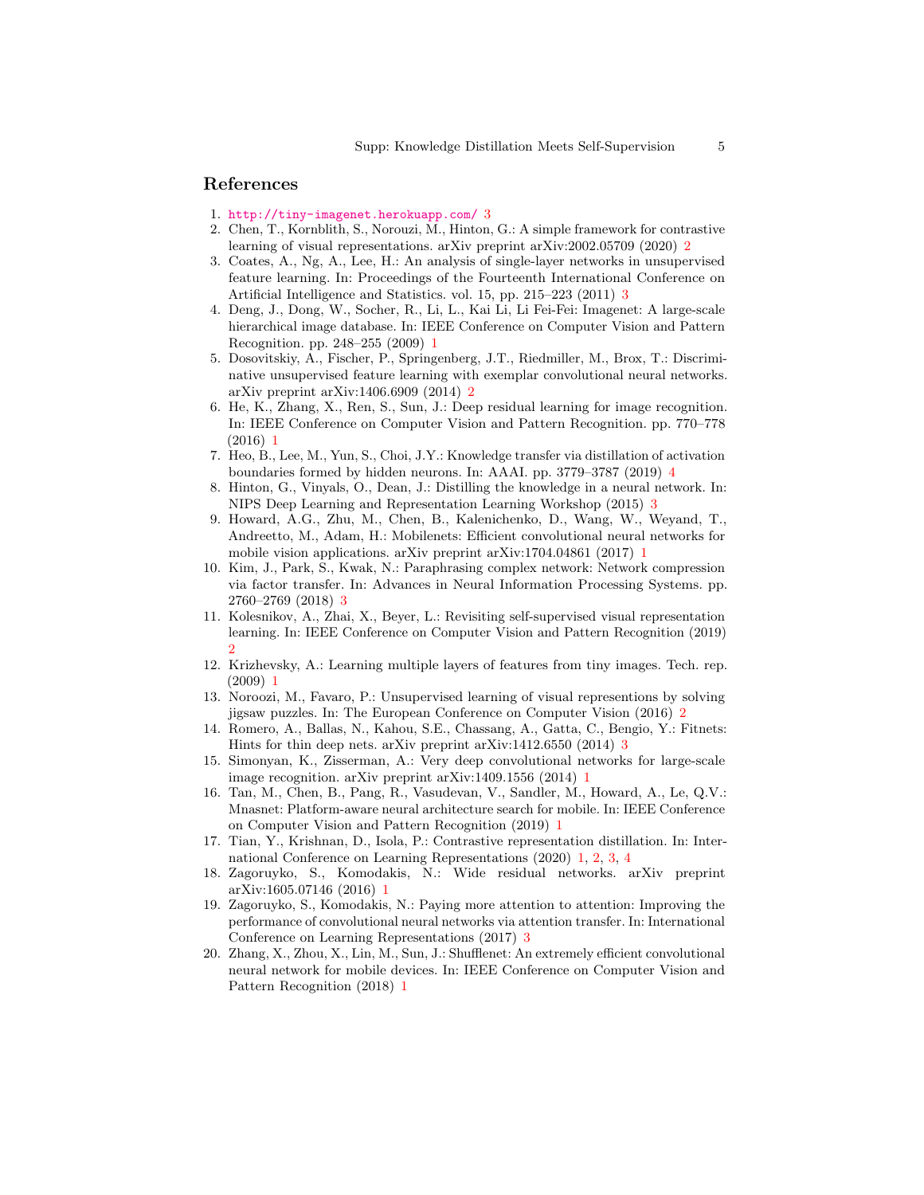## References

1. http://tiny-imagenet.herokuapp.com/ 3
2. Chen, T., Kornblith, S., Norouzi, M., Hinton, G.: A simple framework for contrastive learning of visual representations. arXiv preprint arXiv:2002.05709 (2020) 2
3. Coates, A., Ng, A., Lee, H.: An analysis of single-layer networks in unsupervised feature learning. In: Proceedings of the Fourteenth International Conference on Artificial Intelligence and Statistics. vol. 15, pp. 215–223 (2011) 3
4. Deng, J., Dong, W., Socher, R., Li, L., Kai Li, Li Fei-Fei: Imagenet: A large-scale hierarchical image database. In: IEEE Conference on Computer Vision and Pattern Recognition. pp. 248–255 (2009) 1
5. Dosovitskiy, A., Fischer, P., Springenberg, J.T., Riedmiller, M., Brox, T.: Discriminative unsupervised feature learning with exemplar convolutional neural networks. arXiv preprint arXiv:1406.6909 (2014) 2
6. He, K., Zhang, X., Ren, S., Sun, J.: Deep residual learning for image recognition. In: IEEE Conference on Computer Vision and Pattern Recognition. pp. 770–778 (2016) 1
7. Heo, B., Lee, M., Yun, S., Choi, J.Y.: Knowledge transfer via distillation of activation boundaries formed by hidden neurons. In: AAAI. pp. 3779–3787 (2019) 4
8. Hinton, G., Vinyals, O., Dean, J.: Distilling the knowledge in a neural network. In: NIPS Deep Learning and Representation Learning Workshop (2015) 3
9. Howard, A.G., Zhu, M., Chen, B., Kalenichenko, D., Wang, W., Weyand, T., Andreetto, M., Adam, H.: Mobilenets: Efficient convolutional neural networks for mobile vision applications. arXiv preprint arXiv:1704.04861 (2017) 1
10. Kim, J., Park, S., Kwak, N.: Paraphrasing complex network: Network compression via factor transfer. In: Advances in Neural Information Processing Systems. pp. 2760–2769 (2018) 3
11. Kolesnikov, A., Zhai, X., Beyer, L.: Revisiting self-supervised visual representation learning. In: IEEE Conference on Computer Vision and Pattern Recognition (2019) 2
12. Krizhevsky, A.: Learning multiple layers of features from tiny images. Tech. rep. (2009) 1
13. Noroozi, M., Favaro, P.: Unsupervised learning of visual representions by solving jigsaw puzzles. In: The European Conference on Computer Vision (2016) 2
14. Romero, A., Ballas, N., Kahou, S.E., Chassang, A., Gatta, C., Bengio, Y.: Fitnets: Hints for thin deep nets. arXiv preprint arXiv:1412.6550 (2014) 3
15. Simonyan, K., Zisserman, A.: Very deep convolutional networks for large-scale image recognition. arXiv preprint arXiv:1409.1556 (2014) 1
16. Tan, M., Chen, B., Pang, R., Vasudevan, V., Sandler, M., Howard, A., Le, Q.V.: Mnasnet: Platform-aware neural architecture search for mobile. In: IEEE Conference on Computer Vision and Pattern Recognition (2019) 1
17. Tian, Y., Krishnan, D., Isola, P.: Contrastive representation distillation. In: International Conference on Learning Representations (2020) 1, 2, 3, 4
18. Zagoruyko, S., Komodakis, N.: Wide residual networks. arXiv preprint arXiv:1605.07146 (2016) 1
19. Zagoruyko, S., Komodakis, N.: Paying more attention to attention: Improving the performance of convolutional neural networks via attention transfer. In: International Conference on Learning Representations (2017) 3
20. Zhang, X., Zhou, X., Lin, M., Sun, J.: Shufflenet: An extremely efficient convolutional neural network for mobile devices. In: IEEE Conference on Computer Vision and Pattern Recognition (2018) 1